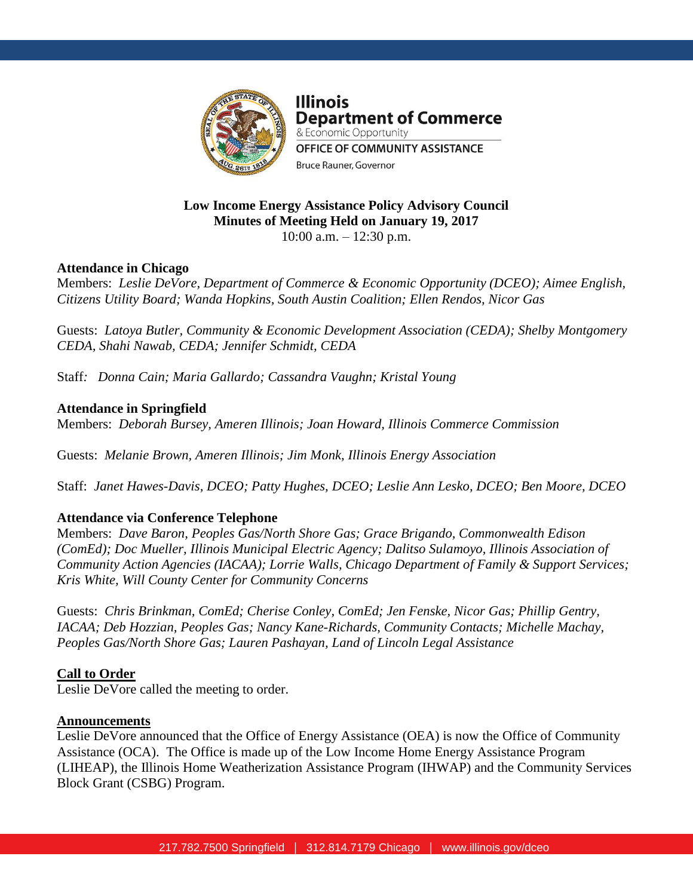Illinois
Department of Commerce
& Economic Opportunity
OFFICE OF COMMUNITY ASSISTANCE
Bruce Rauner, Governor

**Low Income Energy Assistance Policy Advisory Council**
**Minutes of Meeting Held on January 19, 2017**
10:00 a.m. – 12:30 p.m.

**Attendance in Chicago**
Members: *Leslie DeVore, Department of Commerce & Economic Opportunity (DCEO); Aimee English, Citizens Utility Board; Wanda Hopkins, South Austin Coalition; Ellen Rendos, Nicor Gas*

Guests: *Latoya Butler, Community & Economic Development Association (CEDA); Shelby Montgomery CEDA, Shahi Nawab, CEDA; Jennifer Schmidt, CEDA*

Staff: *Donna Cain; Maria Gallardo; Cassandra Vaughn; Kristal Young*

**Attendance in Springfield**
Members: *Deborah Bursey, Ameren Illinois; Joan Howard, Illinois Commerce Commission*

Guests: *Melanie Brown, Ameren Illinois; Jim Monk, Illinois Energy Association*

Staff: *Janet Hawes-Davis, DCEO; Patty Hughes, DCEO; Leslie Ann Lesko, DCEO; Ben Moore, DCEO*

**Attendance via Conference Telephone**
Members: *Dave Baron, Peoples Gas/North Shore Gas; Grace Brigando, Commonwealth Edison (ComEd); Doc Mueller, Illinois Municipal Electric Agency; Dalitso Sulamoyo, Illinois Association of Community Action Agencies (IACAA); Lorrie Walls, Chicago Department of Family & Support Services; Kris White, Will County Center for Community Concerns*

Guests: *Chris Brinkman, ComEd; Cherise Conley, ComEd; Jen Fenske, Nicor Gas; Phillip Gentry, IACAA; Deb Hozzian, Peoples Gas; Nancy Kane-Richards, Community Contacts; Michelle Machay, Peoples Gas/North Shore Gas; Lauren Pashayan, Land of Lincoln Legal Assistance*

**Call to Order**
Leslie DeVore called the meeting to order.

**Announcements**
Leslie DeVore announced that the Office of Energy Assistance (OEA) is now the Office of Community Assistance (OCA). The Office is made up of the Low Income Home Energy Assistance Program (LIHEAP), the Illinois Home Weatherization Assistance Program (IHWAP) and the Community Services Block Grant (CSBG) Program.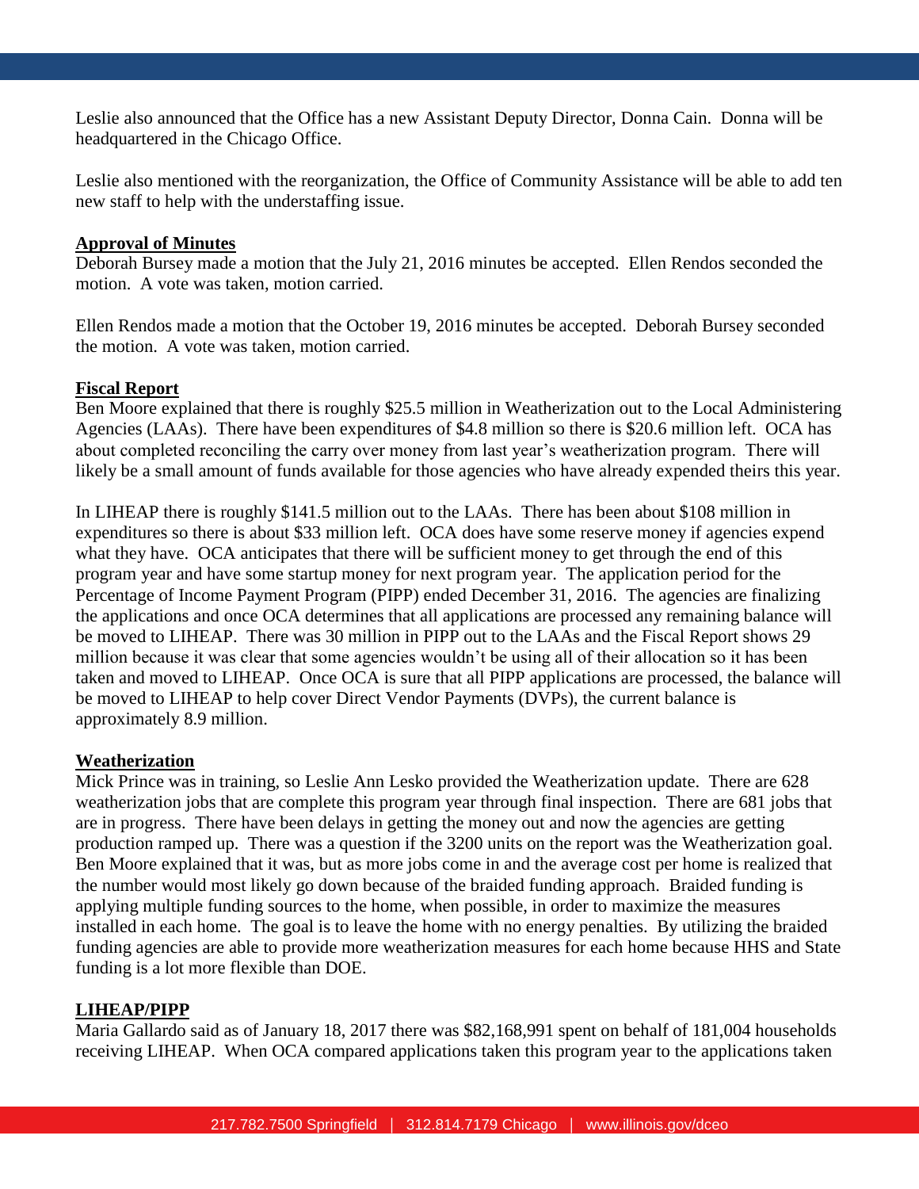Leslie also announced that the Office has a new Assistant Deputy Director, Donna Cain. Donna will be headquartered in the Chicago Office.

Leslie also mentioned with the reorganization, the Office of Community Assistance will be able to add ten new staff to help with the understaffing issue.

**Approval of Minutes**

Deborah Bursey made a motion that the July 21, 2016 minutes be accepted. Ellen Rendos seconded the motion. A vote was taken, motion carried.

Ellen Rendos made a motion that the October 19, 2016 minutes be accepted. Deborah Bursey seconded the motion. A vote was taken, motion carried.

**Fiscal Report**

Ben Moore explained that there is roughly $25.5 million in Weatherization out to the Local Administering Agencies (LAAs). There have been expenditures of $4.8 million so there is $20.6 million left. OCA has about completed reconciling the carry over money from last year's weatherization program. There will likely be a small amount of funds available for those agencies who have already expended theirs this year.

In LIHEAP there is roughly $141.5 million out to the LAAs. There has been about $108 million in expenditures so there is about $33 million left. OCA does have some reserve money if agencies expend what they have. OCA anticipates that there will be sufficient money to get through the end of this program year and have some startup money for next program year. The application period for the Percentage of Income Payment Program (PIPP) ended December 31, 2016. The agencies are finalizing the applications and once OCA determines that all applications are processed any remaining balance will be moved to LIHEAP. There was 30 million in PIPP out to the LAAs and the Fiscal Report shows 29 million because it was clear that some agencies wouldn't be using all of their allocation so it has been taken and moved to LIHEAP. Once OCA is sure that all PIPP applications are processed, the balance will be moved to LIHEAP to help cover Direct Vendor Payments (DVPs), the current balance is approximately 8.9 million.

**Weatherization**

Mick Prince was in training, so Leslie Ann Lesko provided the Weatherization update. There are 628 weatherization jobs that are complete this program year through final inspection. There are 681 jobs that are in progress. There have been delays in getting the money out and now the agencies are getting production ramped up. There was a question if the 3200 units on the report was the Weatherization goal. Ben Moore explained that it was, but as more jobs come in and the average cost per home is realized that the number would most likely go down because of the braided funding approach. Braided funding is applying multiple funding sources to the home, when possible, in order to maximize the measures installed in each home. The goal is to leave the home with no energy penalties. By utilizing the braided funding agencies are able to provide more weatherization measures for each home because HHS and State funding is a lot more flexible than DOE.

**LIHEAP/PIPP**

Maria Gallardo said as of January 18, 2017 there was $82,168,991 spent on behalf of 181,004 households receiving LIHEAP. When OCA compared applications taken this program year to the applications taken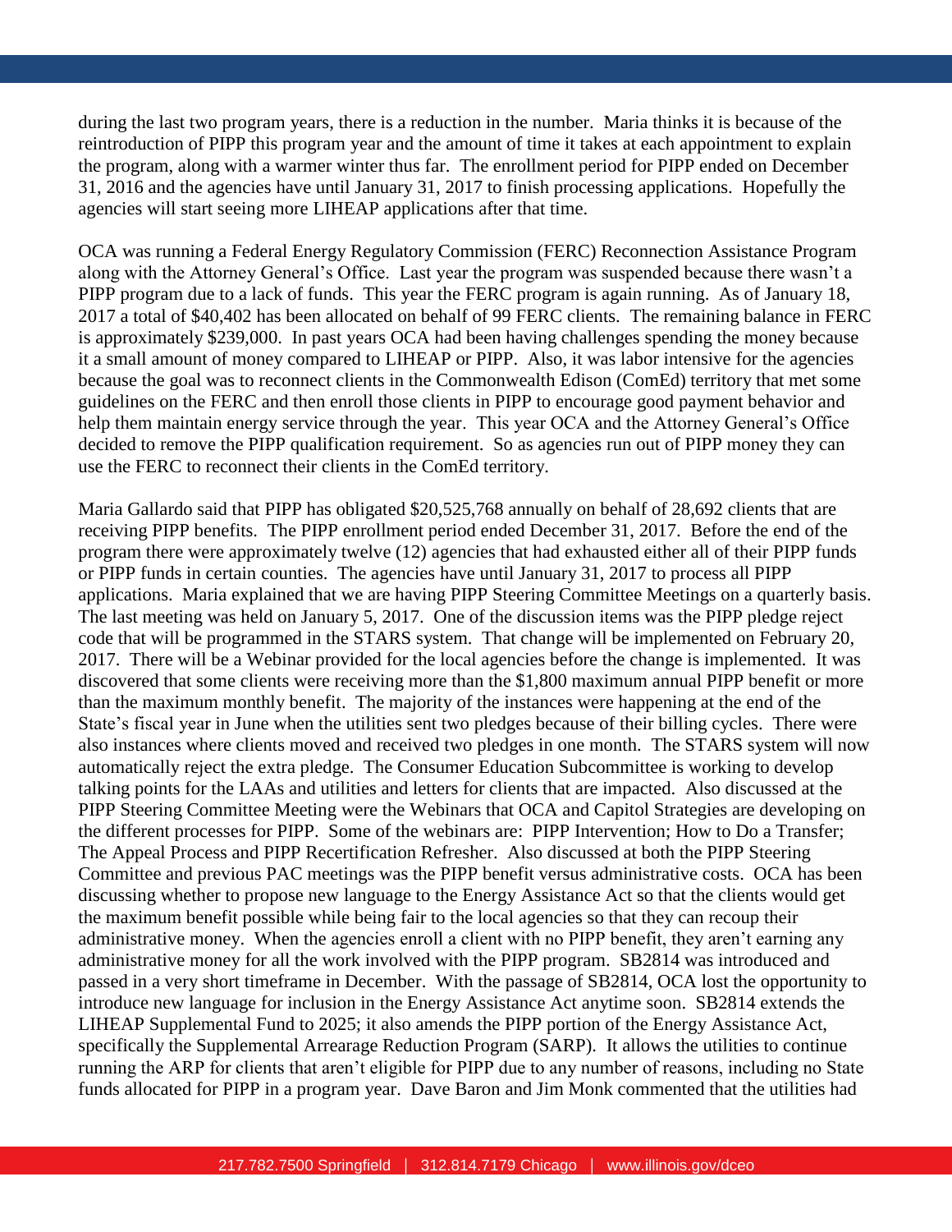during the last two program years, there is a reduction in the number. Maria thinks it is because of the reintroduction of PIPP this program year and the amount of time it takes at each appointment to explain the program, along with a warmer winter thus far. The enrollment period for PIPP ended on December 31, 2016 and the agencies have until January 31, 2017 to finish processing applications. Hopefully the agencies will start seeing more LIHEAP applications after that time.

OCA was running a Federal Energy Regulatory Commission (FERC) Reconnection Assistance Program along with the Attorney General's Office. Last year the program was suspended because there wasn't a PIPP program due to a lack of funds. This year the FERC program is again running. As of January 18, 2017 a total of $40,402 has been allocated on behalf of 99 FERC clients. The remaining balance in FERC is approximately $239,000. In past years OCA had been having challenges spending the money because it a small amount of money compared to LIHEAP or PIPP. Also, it was labor intensive for the agencies because the goal was to reconnect clients in the Commonwealth Edison (ComEd) territory that met some guidelines on the FERC and then enroll those clients in PIPP to encourage good payment behavior and help them maintain energy service through the year. This year OCA and the Attorney General's Office decided to remove the PIPP qualification requirement. So as agencies run out of PIPP money they can use the FERC to reconnect their clients in the ComEd territory.

Maria Gallardo said that PIPP has obligated $20,525,768 annually on behalf of 28,692 clients that are receiving PIPP benefits. The PIPP enrollment period ended December 31, 2017. Before the end of the program there were approximately twelve (12) agencies that had exhausted either all of their PIPP funds or PIPP funds in certain counties. The agencies have until January 31, 2017 to process all PIPP applications. Maria explained that we are having PIPP Steering Committee Meetings on a quarterly basis. The last meeting was held on January 5, 2017. One of the discussion items was the PIPP pledge reject code that will be programmed in the STARS system. That change will be implemented on February 20, 2017. There will be a Webinar provided for the local agencies before the change is implemented. It was discovered that some clients were receiving more than the $1,800 maximum annual PIPP benefit or more than the maximum monthly benefit. The majority of the instances were happening at the end of the State's fiscal year in June when the utilities sent two pledges because of their billing cycles. There were also instances where clients moved and received two pledges in one month. The STARS system will now automatically reject the extra pledge. The Consumer Education Subcommittee is working to develop talking points for the LAAs and utilities and letters for clients that are impacted. Also discussed at the PIPP Steering Committee Meeting were the Webinars that OCA and Capitol Strategies are developing on the different processes for PIPP. Some of the webinars are: PIPP Intervention; How to Do a Transfer; The Appeal Process and PIPP Recertification Refresher. Also discussed at both the PIPP Steering Committee and previous PAC meetings was the PIPP benefit versus administrative costs. OCA has been discussing whether to propose new language to the Energy Assistance Act so that the clients would get the maximum benefit possible while being fair to the local agencies so that they can recoup their administrative money. When the agencies enroll a client with no PIPP benefit, they aren't earning any administrative money for all the work involved with the PIPP program. SB2814 was introduced and passed in a very short timeframe in December. With the passage of SB2814, OCA lost the opportunity to introduce new language for inclusion in the Energy Assistance Act anytime soon. SB2814 extends the LIHEAP Supplemental Fund to 2025; it also amends the PIPP portion of the Energy Assistance Act, specifically the Supplemental Arrearage Reduction Program (SARP). It allows the utilities to continue running the ARP for clients that aren't eligible for PIPP due to any number of reasons, including no State funds allocated for PIPP in a program year. Dave Baron and Jim Monk commented that the utilities had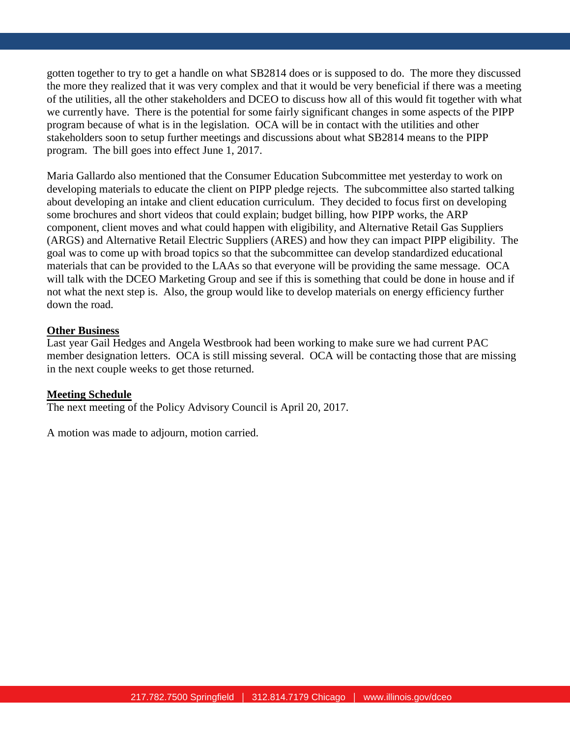gotten together to try to get a handle on what SB2814 does or is supposed to do. The more they discussed the more they realized that it was very complex and that it would be very beneficial if there was a meeting of the utilities, all the other stakeholders and DCEO to discuss how all of this would fit together with what we currently have. There is the potential for some fairly significant changes in some aspects of the PIPP program because of what is in the legislation. OCA will be in contact with the utilities and other stakeholders soon to setup further meetings and discussions about what SB2814 means to the PIPP program. The bill goes into effect June 1, 2017.

Maria Gallardo also mentioned that the Consumer Education Subcommittee met yesterday to work on developing materials to educate the client on PIPP pledge rejects. The subcommittee also started talking about developing an intake and client education curriculum. They decided to focus first on developing some brochures and short videos that could explain; budget billing, how PIPP works, the ARP component, client moves and what could happen with eligibility, and Alternative Retail Gas Suppliers (ARGS) and Alternative Retail Electric Suppliers (ARES) and how they can impact PIPP eligibility. The goal was to come up with broad topics so that the subcommittee can develop standardized educational materials that can be provided to the LAAs so that everyone will be providing the same message. OCA will talk with the DCEO Marketing Group and see if this is something that could be done in house and if not what the next step is. Also, the group would like to develop materials on energy efficiency further down the road.

**Other Business**

Last year Gail Hedges and Angela Westbrook had been working to make sure we had current PAC member designation letters. OCA is still missing several. OCA will be contacting those that are missing in the next couple weeks to get those returned.

**Meeting Schedule**

The next meeting of the Policy Advisory Council is April 20, 2017.

A motion was made to adjourn, motion carried.